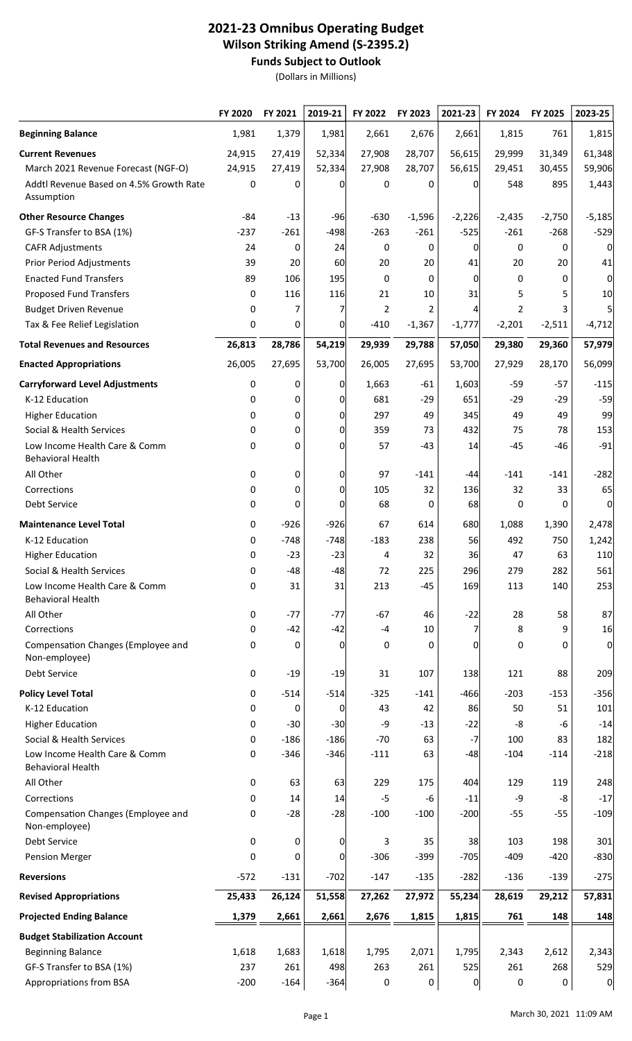# 2021-23 Omnibus Operating Budget

## Wilson Striking Amend (S-2395.2)

### Funds Subject to Outlook

(Dollars in Millions)

| | FY 2020 | FY 2021 | 2019-21 | FY 2022 | FY 2023 | 2021-23 | FY 2024 | FY 2025 | 2023-25 |
|---|---|---|---|---|---|---|---|---|---|
| **Beginning Balance** | 1,981 | 1,379 | 1,981 | 2,661 | 2,676 | 2,661 | 1,815 | 761 | 1,815 |
| **Current Revenues** | 24,915 | 27,419 | 52,334 | 27,908 | 28,707 | 56,615 | 29,999 | 31,349 | 61,348 |
| March 2021 Revenue Forecast (NGF-O) | 24,915 | 27,419 | 52,334 | 27,908 | 28,707 | 56,615 | 29,451 | 30,455 | 59,906 |
| Addtl Revenue Based on 4.5% Growth Rate Assumption | 0 | 0 | 0 | 0 | 0 | 0 | 548 | 895 | 1,443 |
| **Other Resource Changes** | -84 | -13 | -96 | -630 | -1,596 | -2,226 | -2,435 | -2,750 | -5,185 |
| GF-S Transfer to BSA (1%) | -237 | -261 | -498 | -263 | -261 | -525 | -261 | -268 | -529 |
| CAFR Adjustments | 24 | 0 | 24 | 0 | 0 | 0 | 0 | 0 | 0 |
| Prior Period Adjustments | 39 | 20 | 60 | 20 | 20 | 41 | 20 | 20 | 41 |
| Enacted Fund Transfers | 89 | 106 | 195 | 0 | 0 | 0 | 0 | 0 | 0 |
| Proposed Fund Transfers | 0 | 116 | 116 | 21 | 10 | 31 | 5 | 5 | 10 |
| Budget Driven Revenue | 0 | 7 | 7 | 2 | 2 | 4 | 2 | 3 | 5 |
| Tax & Fee Relief Legislation | 0 | 0 | 0 | -410 | -1,367 | -1,777 | -2,201 | -2,511 | -4,712 |
| **Total Revenues and Resources** | 26,813 | 28,786 | 54,219 | 29,939 | 29,788 | 57,050 | 29,380 | 29,360 | 57,979 |
| **Enacted Appropriations** | 26,005 | 27,695 | 53,700 | 26,005 | 27,695 | 53,700 | 27,929 | 28,170 | 56,099 |
| **Carryforward Level Adjustments** | 0 | 0 | 0 | 1,663 | -61 | 1,603 | -59 | -57 | -115 |
| K-12 Education | 0 | 0 | 0 | 681 | -29 | 651 | -29 | -29 | -59 |
| Higher Education | 0 | 0 | 0 | 297 | 49 | 345 | 49 | 49 | 99 |
| Social & Health Services | 0 | 0 | 0 | 359 | 73 | 432 | 75 | 78 | 153 |
| Low Income Health Care & Comm Behavioral Health | 0 | 0 | 0 | 57 | -43 | 14 | -45 | -46 | -91 |
| All Other | 0 | 0 | 0 | 97 | -141 | -44 | -141 | -141 | -282 |
| Corrections | 0 | 0 | 0 | 105 | 32 | 136 | 32 | 33 | 65 |
| Debt Service | 0 | 0 | 0 | 68 | 0 | 68 | 0 | 0 | 0 |
| **Maintenance Level Total** | 0 | -926 | -926 | 67 | 614 | 680 | 1,088 | 1,390 | 2,478 |
| K-12 Education | 0 | -748 | -748 | -183 | 238 | 56 | 492 | 750 | 1,242 |
| Higher Education | 0 | -23 | -23 | 4 | 32 | 36 | 47 | 63 | 110 |
| Social & Health Services | 0 | -48 | -48 | 72 | 225 | 296 | 279 | 282 | 561 |
| Low Income Health Care & Comm Behavioral Health | 0 | 31 | 31 | 213 | -45 | 169 | 113 | 140 | 253 |
| All Other | 0 | -77 | -77 | -67 | 46 | -22 | 28 | 58 | 87 |
| Corrections | 0 | -42 | -42 | -4 | 10 | 7 | 8 | 9 | 16 |
| Compensation Changes (Employee and Non-employee) | 0 | 0 | 0 | 0 | 0 | 0 | 0 | 0 | 0 |
| Debt Service | 0 | -19 | -19 | 31 | 107 | 138 | 121 | 88 | 209 |
| **Policy Level Total** | 0 | -514 | -514 | -325 | -141 | -466 | -203 | -153 | -356 |
| K-12 Education | 0 | 0 | 0 | 43 | 42 | 86 | 50 | 51 | 101 |
| Higher Education | 0 | -30 | -30 | -9 | -13 | -22 | -8 | -6 | -14 |
| Social & Health Services | 0 | -186 | -186 | -70 | 63 | -7 | 100 | 83 | 182 |
| Low Income Health Care & Comm Behavioral Health | 0 | -346 | -346 | -111 | 63 | -48 | -104 | -114 | -218 |
| All Other | 0 | 63 | 63 | 229 | 175 | 404 | 129 | 119 | 248 |
| Corrections | 0 | 14 | 14 | -5 | -6 | -11 | -9 | -8 | -17 |
| Compensation Changes (Employee and Non-employee) | 0 | -28 | -28 | -100 | -100 | -200 | -55 | -55 | -109 |
| Debt Service | 0 | 0 | 0 | 3 | 35 | 38 | 103 | 198 | 301 |
| Pension Merger | 0 | 0 | 0 | -306 | -399 | -705 | -409 | -420 | -830 |
| **Reversions** | -572 | -131 | -702 | -147 | -135 | -282 | -136 | -139 | -275 |
| **Revised Appropriations** | 25,433 | 26,124 | 51,558 | 27,262 | 27,972 | 55,234 | 28,619 | 29,212 | 57,831 |
| **Projected Ending Balance** | 1,379 | 2,661 | 2,661 | 2,676 | 1,815 | 1,815 | 761 | 148 | 148 |
| **Budget Stabilization Account** | | | | | | | | | |
| Beginning Balance | 1,618 | 1,683 | 1,618 | 1,795 | 2,071 | 1,795 | 2,343 | 2,612 | 2,343 |
| GF-S Transfer to BSA (1%) | 237 | 261 | 498 | 263 | 261 | 525 | 261 | 268 | 529 |
| Appropriations from BSA | -200 | -164 | -364 | 0 | 0 | 0 | 0 | 0 | 0 |

March 30, 2021 11:09 AM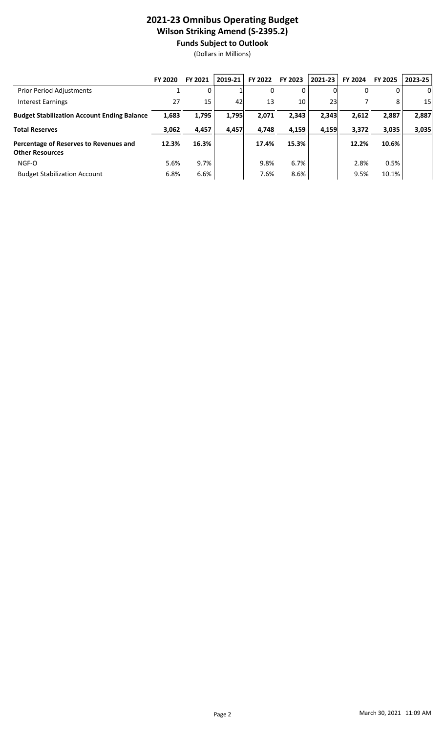# 2021-23 Omnibus Operating Budget

## Wilson Striking Amend (S-2395.2)

### Funds Subject to Outlook

(Dollars in Millions)

| | FY 2020 | FY 2021 | 2019-21 | FY 2022 | FY 2023 | 2021-23 | FY 2024 | FY 2025 | 2023-25 |
|---|---|---|---|---|---|---|---|---|---|
| Prior Period Adjustments | 1 | 0 | 1 | 0 | 0 | 0 | 0 | 0 | 0 |
| Interest Earnings | 27 | 15 | 42 | 13 | 10 | 23 | 7 | 8 | 15 |
| **Budget Stabilization Account Ending Balance** | **1,683** | **1,795** | **1,795** | **2,071** | **2,343** | **2,343** | **2,612** | **2,887** | **2,887** |
| **Total Reserves** | **3,062** | **4,457** | **4,457** | **4,748** | **4,159** | **4,159** | **3,372** | **3,035** | **3,035** |
| **Percentage of Reserves to Revenues and Other Resources** | **12.3%** | **16.3%** | | **17.4%** | **15.3%** | | **12.2%** | **10.6%** | |
| NGF-O | 5.6% | 9.7% | | 9.8% | 6.7% | | 2.8% | 0.5% | |
| Budget Stabilization Account | 6.8% | 6.6% | | 7.6% | 8.6% | | 9.5% | 10.1% | |

March 30, 2021 11:09 AM